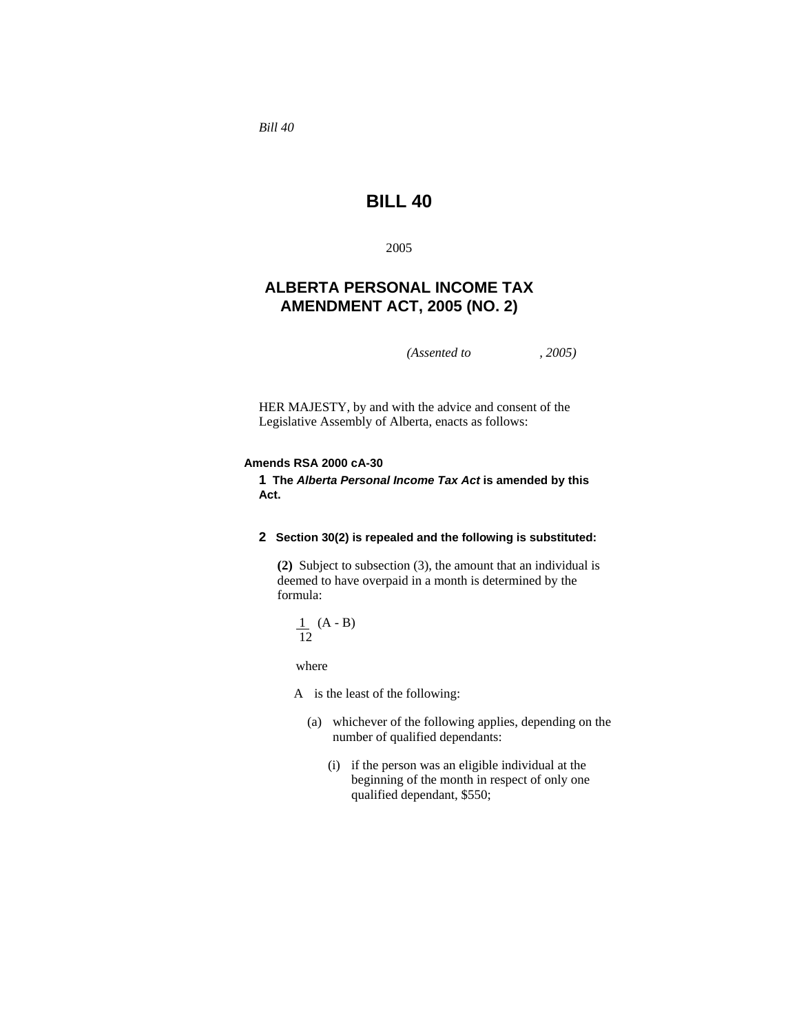*Bill 40*

# BILL 40

2005

## ALBERTA PERSONAL INCOME TAX AMENDMENT ACT, 2005 (NO. 2)

*(Assented to , 2005)*

HER MAJESTY, by and with the advice and consent of the Legislative Assembly of Alberta, enacts as follows:

**Amends RSA 2000 cA-30**

**1 The *Alberta Personal Income Tax Act* is amended by this Act.**

**2 Section 30(2) is repealed and the following is substituted:**

**(2)** Subject to subsection (3), the amount that an individual is deemed to have overpaid in a month is determined by the formula:

$$\frac{1}{12}(A - B)$$

where

A is the least of the following:

(a) whichever of the following applies, depending on the number of qualified dependants:

(i) if the person was an eligible individual at the beginning of the month in respect of only one qualified dependant, $550;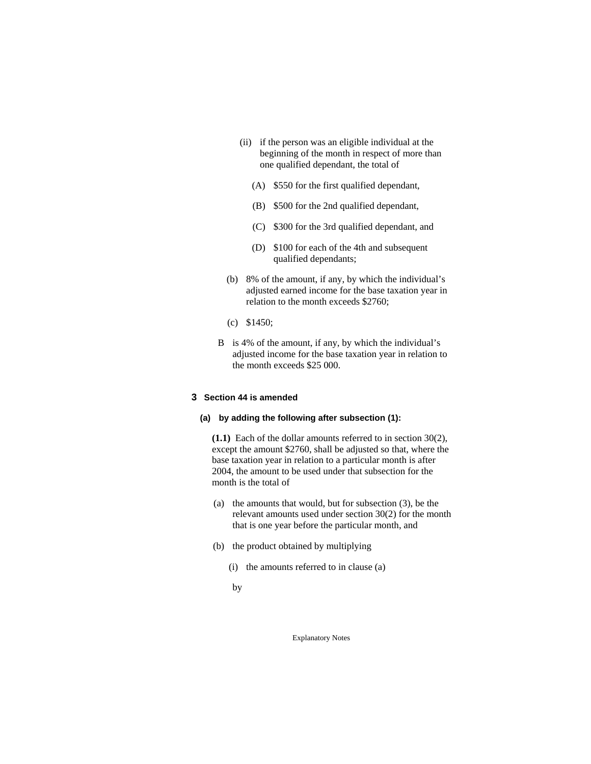(ii) if the person was an eligible individual at the beginning of the month in respect of more than one qualified dependant, the total of

(A) $550 for the first qualified dependant,

(B) $500 for the 2nd qualified dependant,

(C) $300 for the 3rd qualified dependant, and

(D) $100 for each of the 4th and subsequent qualified dependants;

(b) 8% of the amount, if any, by which the individual's adjusted earned income for the base taxation year in relation to the month exceeds $2760;

(c) $1450;

B is 4% of the amount, if any, by which the individual's adjusted income for the base taxation year in relation to the month exceeds $25 000.

**3 Section 44 is amended**

**(a) by adding the following after subsection (1):**

**(1.1)** Each of the dollar amounts referred to in section 30(2), except the amount $2760, shall be adjusted so that, where the base taxation year in relation to a particular month is after 2004, the amount to be used under that subsection for the month is the total of

(a) the amounts that would, but for subsection (3), be the relevant amounts used under section 30(2) for the month that is one year before the particular month, and

(b) the product obtained by multiplying

(i) the amounts referred to in clause (a)

by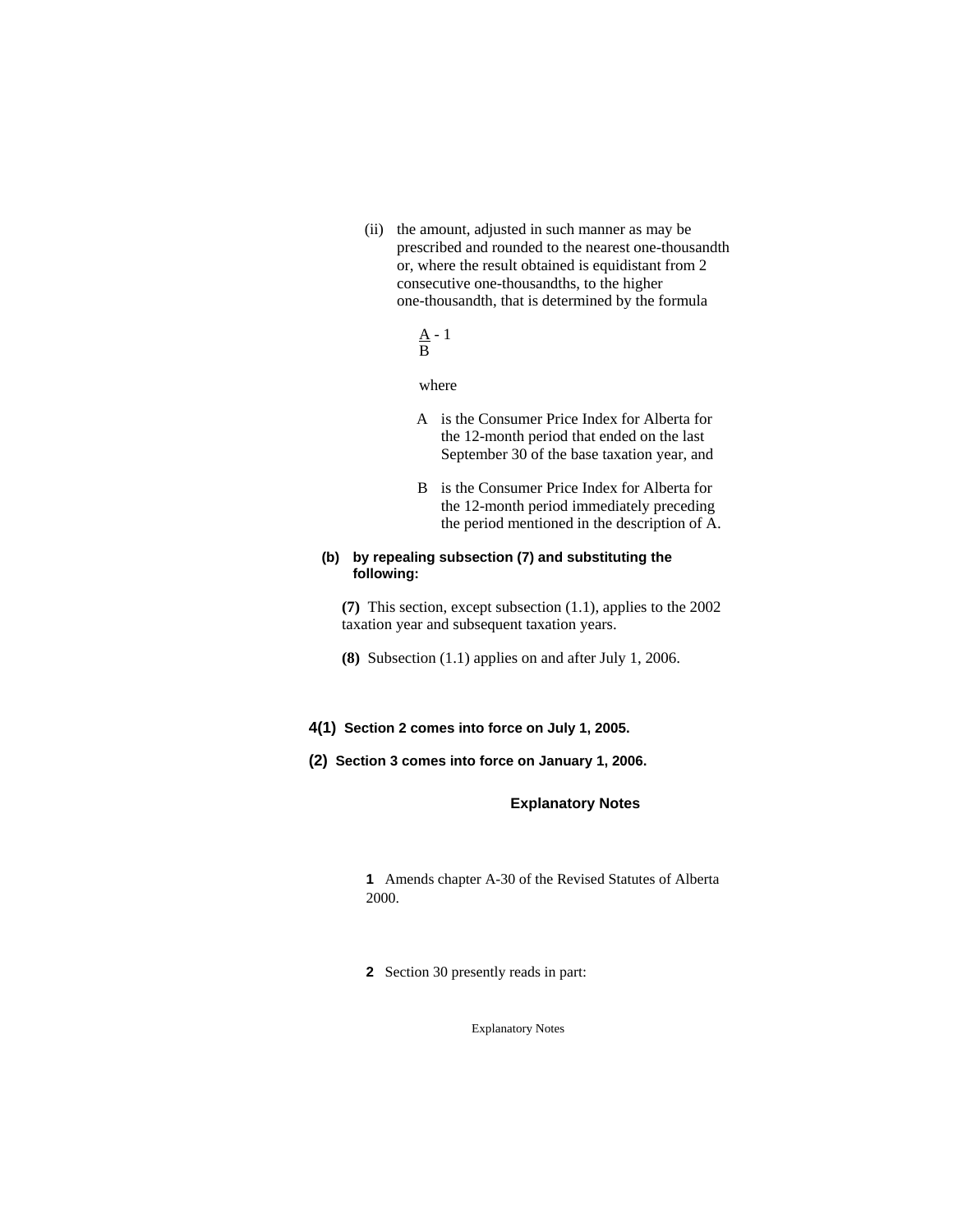(ii) the amount, adjusted in such manner as may be prescribed and rounded to the nearest one-thousandth or, where the result obtained is equidistant from 2 consecutive one-thousandths, to the higher one-thousandth, that is determined by the formula

$$\frac{A}{B} - 1$$

where

A is the Consumer Price Index for Alberta for the 12-month period that ended on the last September 30 of the base taxation year, and

B is the Consumer Price Index for Alberta for the 12-month period immediately preceding the period mentioned in the description of A.

**(b) by repealing subsection (7) and substituting the following:**

**(7)** This section, except subsection (1.1), applies to the 2002 taxation year and subsequent taxation years.

**(8)** Subsection (1.1) applies on and after July 1, 2006.

**4(1) Section 2 comes into force on July 1, 2005.**

**(2) Section 3 comes into force on January 1, 2006.**

## Explanatory Notes

**1** Amends chapter A-30 of the Revised Statutes of Alberta 2000.

**2** Section 30 presently reads in part: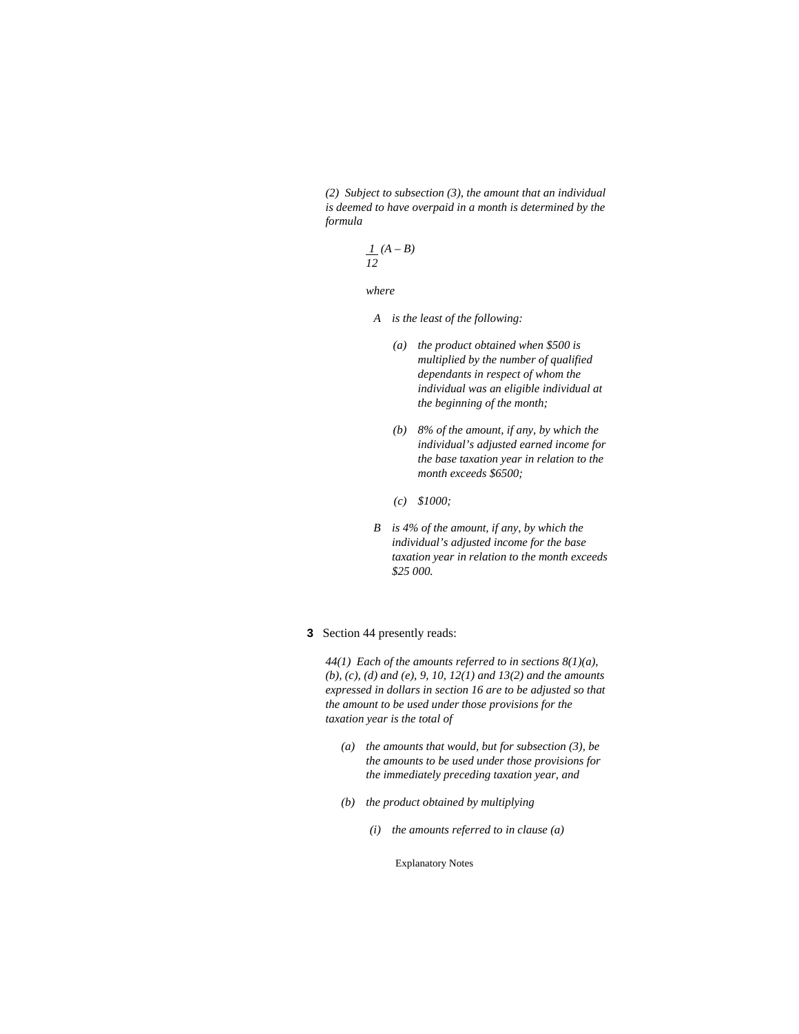*(2) Subject to subsection (3), the amount that an individual is deemed to have overpaid in a month is determined by the formula*

$$\frac{1}{12}(A - B)$$

*where*

*A is the least of the following:*

*(a) the product obtained when $500 is multiplied by the number of qualified dependants in respect of whom the individual was an eligible individual at the beginning of the month;*

*(b) 8% of the amount, if any, by which the individual's adjusted earned income for the base taxation year in relation to the month exceeds $6500;*

*(c) $1000;*

*B is 4% of the amount, if any, by which the individual's adjusted income for the base taxation year in relation to the month exceeds $25 000.*

**3** Section 44 presently reads:

*44(1) Each of the amounts referred to in sections 8(1)(a), (b), (c), (d) and (e), 9, 10, 12(1) and 13(2) and the amounts expressed in dollars in section 16 are to be adjusted so that the amount to be used under those provisions for the taxation year is the total of*

*(a) the amounts that would, but for subsection (3), be the amounts to be used under those provisions for the immediately preceding taxation year, and*

*(b) the product obtained by multiplying*

*(i) the amounts referred to in clause (a)*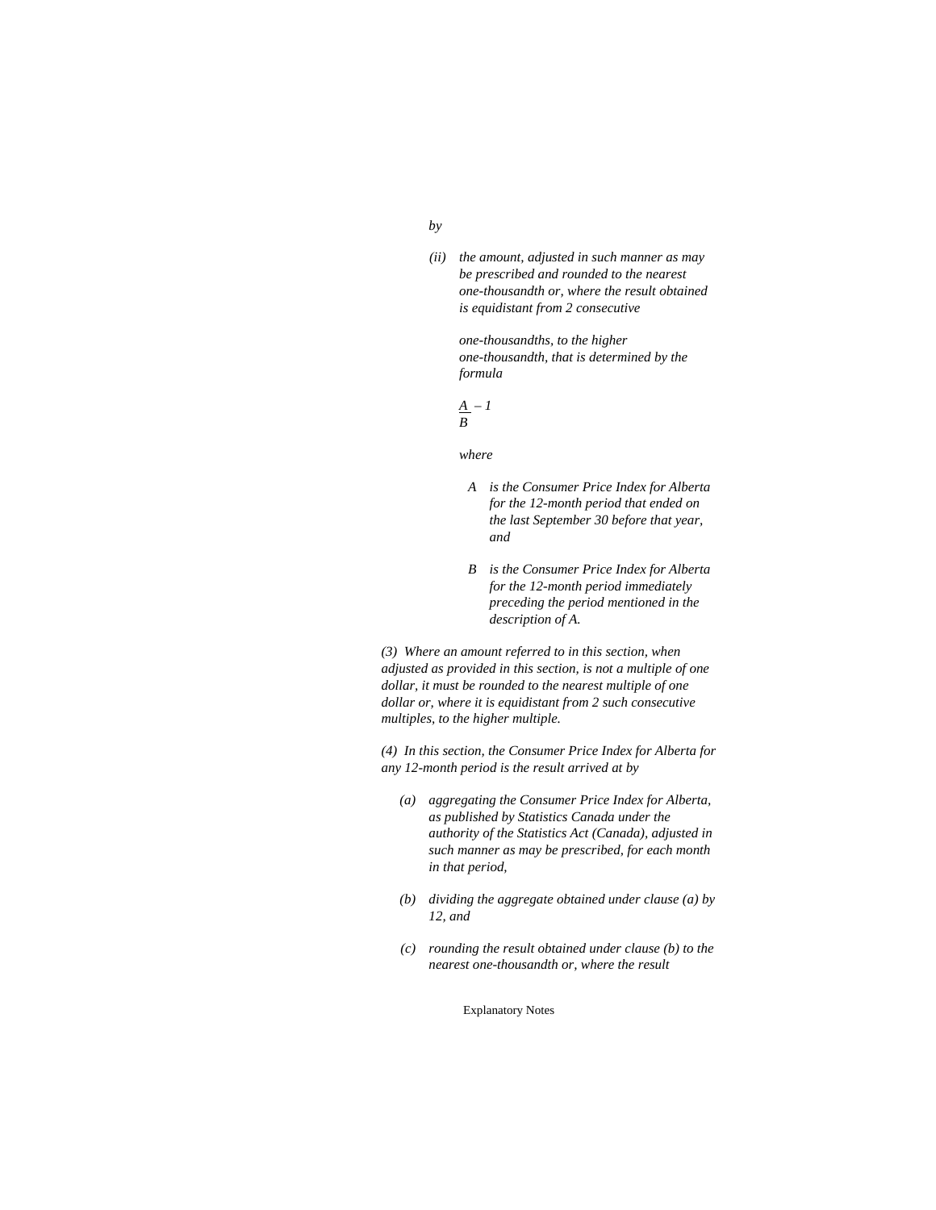*by*

*(ii) the amount, adjusted in such manner as may be prescribed and rounded to the nearest one-thousandth or, where the result obtained is equidistant from 2 consecutive*

*one-thousandths, to the higher one-thousandth, that is determined by the formula*

$$\frac{A}{B} - 1$$

*where*

*A is the Consumer Price Index for Alberta for the 12-month period that ended on the last September 30 before that year, and*

*B is the Consumer Price Index for Alberta for the 12-month period immediately preceding the period mentioned in the description of A.*

*(3) Where an amount referred to in this section, when adjusted as provided in this section, is not a multiple of one dollar, it must be rounded to the nearest multiple of one dollar or, where it is equidistant from 2 such consecutive multiples, to the higher multiple.*

*(4) In this section, the Consumer Price Index for Alberta for any 12-month period is the result arrived at by*

*(a) aggregating the Consumer Price Index for Alberta, as published by Statistics Canada under the authority of the Statistics Act (Canada), adjusted in such manner as may be prescribed, for each month in that period,*

*(b) dividing the aggregate obtained under clause (a) by 12, and*

*(c) rounding the result obtained under clause (b) to the nearest one-thousandth or, where the result*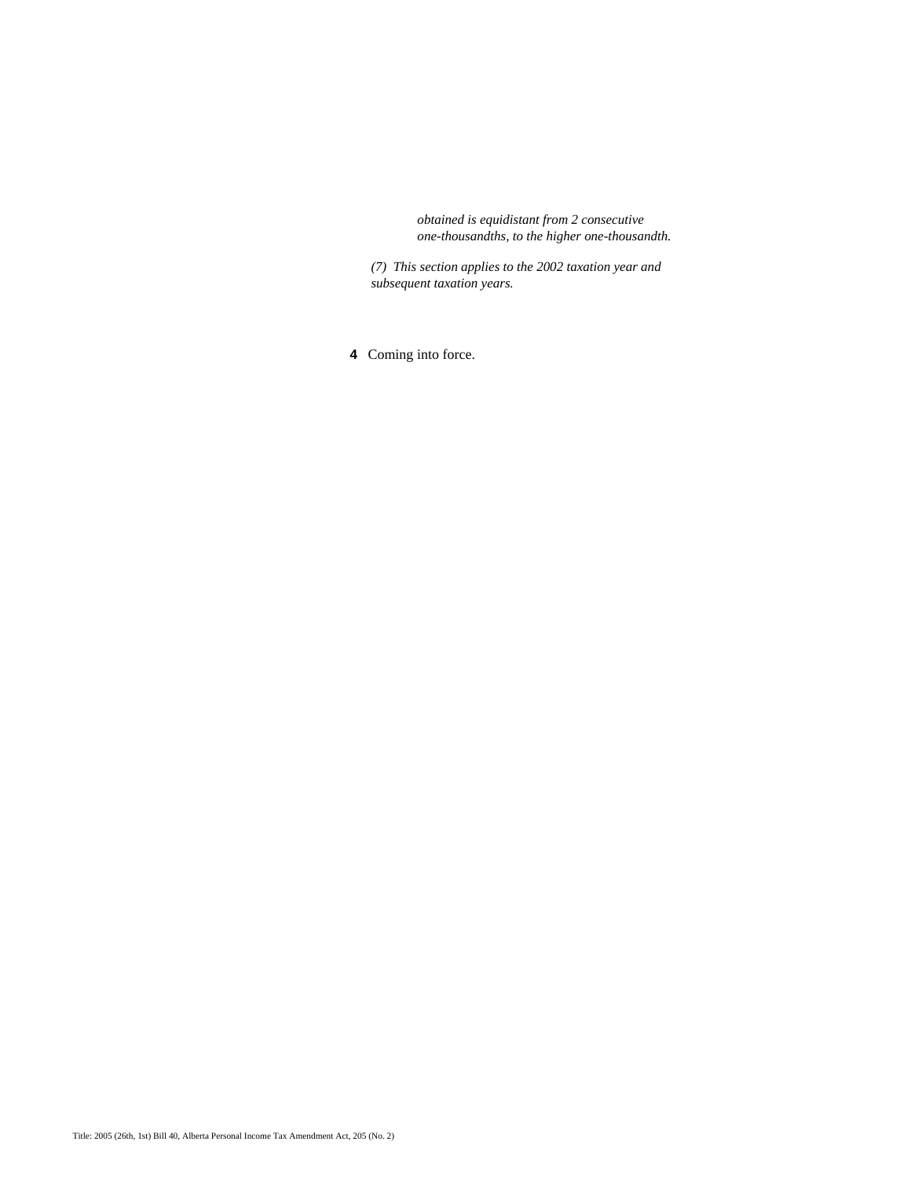*obtained is equidistant from 2 consecutive one-thousandths, to the higher one-thousandth.*

*(7) This section applies to the 2002 taxation year and subsequent taxation years.*

**4** Coming into force.